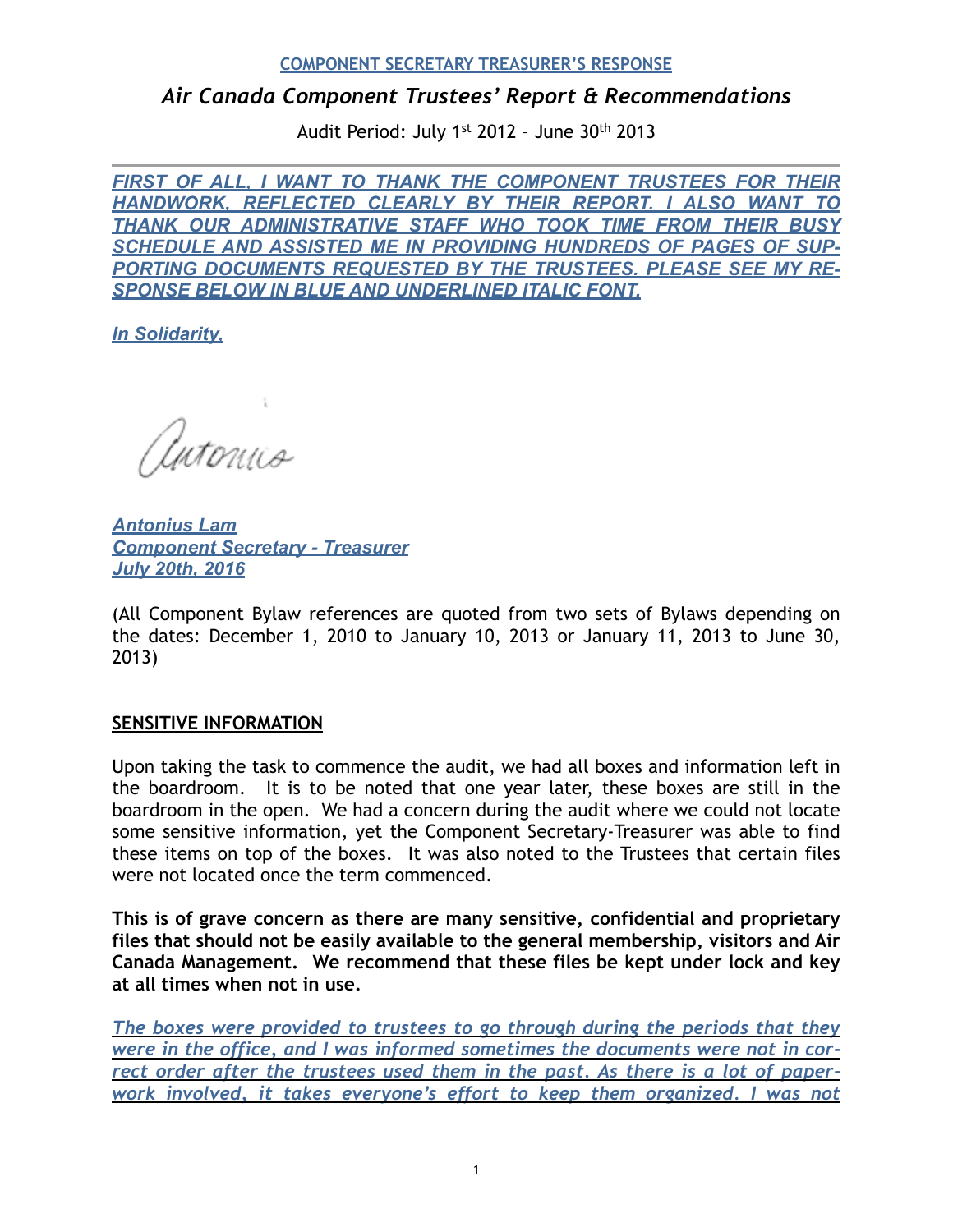**COMPONENT SECRETARY TREASURER'S RESPONSE**

# *Air Canada Component Trustees' Report & Recommendations*

Audit Period: July 1st 2012 – June 30th 2013

---

***FIRST OF ALL, I WANT TO THANK THE COMPONENT TRUSTEES FOR THEIR HANDWORK, REFLECTED CLEARLY BY THEIR REPORT. I ALSO WANT TO THANK OUR ADMINISTRATIVE STAFF WHO TOOK TIME FROM THEIR BUSY SCHEDULE AND ASSISTED ME IN PROVIDING HUNDREDS OF PAGES OF SUPPORTING DOCUMENTS REQUESTED BY THE TRUSTEES. PLEASE SEE MY RESPONSE BELOW IN BLUE AND UNDERLINED ITALIC FONT.***

***In Solidarity,***

Antonius

***Antonius Lam***
***Component Secretary - Treasurer***
***July 20th, 2016***

(All Component Bylaw references are quoted from two sets of Bylaws depending on the dates: December 1, 2010 to January 10, 2013 or January 11, 2013 to June 30, 2013)

## SENSITIVE INFORMATION

Upon taking the task to commence the audit, we had all boxes and information left in the boardroom. It is to be noted that one year later, these boxes are still in the boardroom in the open. We had a concern during the audit where we could not locate some sensitive information, yet the Component Secretary-Treasurer was able to find these items on top of the boxes. It was also noted to the Trustees that certain files were not located once the term commenced.

**This is of grave concern as there are many sensitive, confidential and proprietary files that should not be easily available to the general membership, visitors and Air Canada Management. We recommend that these files be kept under lock and key at all times when not in use.**

*The boxes were provided to trustees to go through during the periods that they were in the office, and I was informed sometimes the documents were not in correct order after the trustees used them in the past. As there is a lot of paperwork involved, it takes everyone's effort to keep them organized. I was not*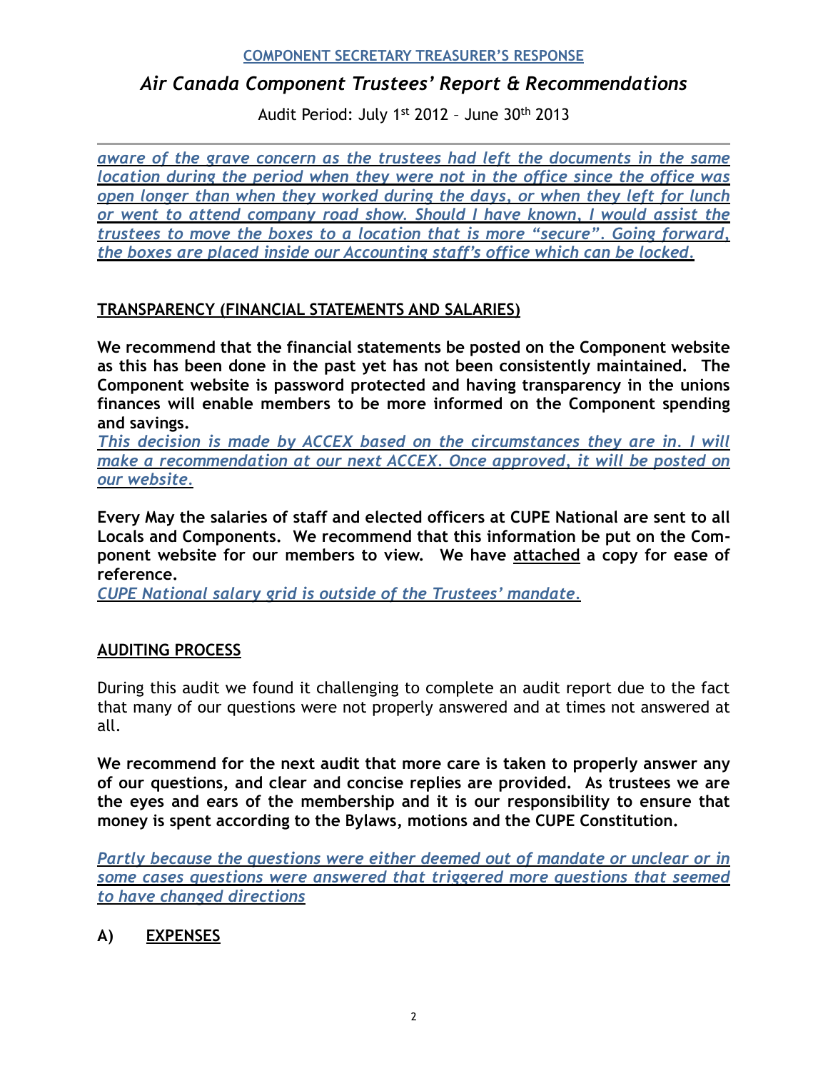*aware of the grave concern as the trustees had left the documents in the same location during the period when they were not in the office since the office was open longer than when they worked during the days, or when they left for lunch or went to attend company road show. Should I have known, I would assist the trustees to move the boxes to a location that is more "secure". Going forward, the boxes are placed inside our Accounting staff's office which can be locked.*

## TRANSPARENCY (FINANCIAL STATEMENTS AND SALARIES)

**We recommend that the financial statements be posted on the Component website as this has been done in the past yet has not been consistently maintained. The Component website is password protected and having transparency in the unions finances will enable members to be more informed on the Component spending and savings.**

*This decision is made by ACCEX based on the circumstances they are in. I will make a recommendation at our next ACCEX. Once approved, it will be posted on our website.*

**Every May the salaries of staff and elected officers at CUPE National are sent to all Locals and Components. We recommend that this information be put on the Component website for our members to view. We have attached a copy for ease of reference.**

*CUPE National salary grid is outside of the Trustees' mandate.*

## AUDITING PROCESS

During this audit we found it challenging to complete an audit report due to the fact that many of our questions were not properly answered and at times not answered at all.

**We recommend for the next audit that more care is taken to properly answer any of our questions, and clear and concise replies are provided. As trustees we are the eyes and ears of the membership and it is our responsibility to ensure that money is spent according to the Bylaws, motions and the CUPE Constitution.**

*Partly because the questions were either deemed out of mandate or unclear or in some cases questions were answered that triggered more questions that seemed to have changed directions*

## A) EXPENSES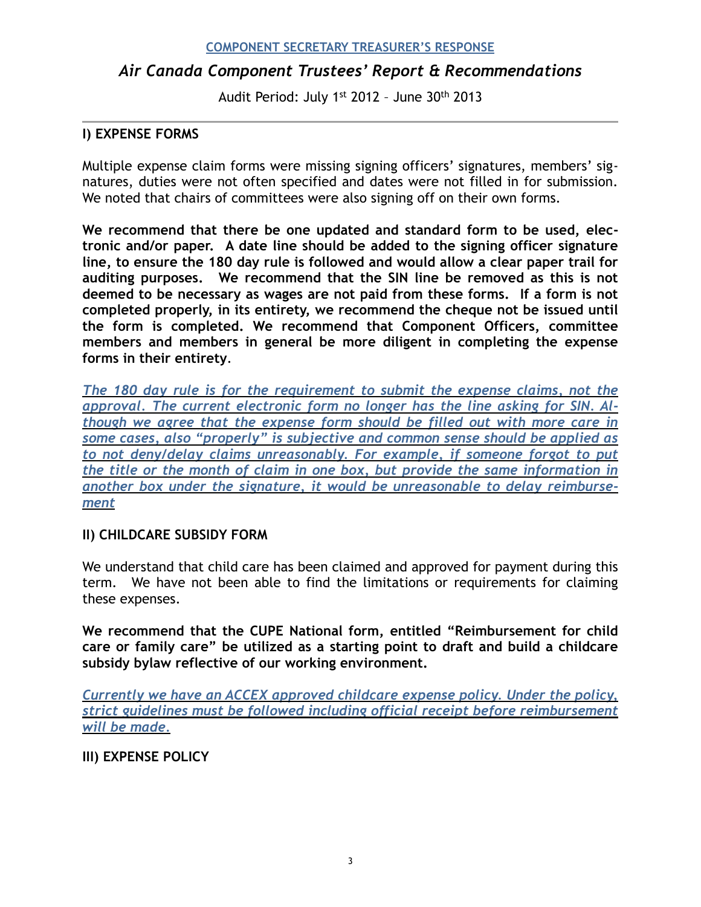COMPONENT SECRETARY TREASURER'S RESPONSE

## *Air Canada Component Trustees' Report & Recommendations*

Audit Period: July 1st 2012 – June 30th 2013

### I) EXPENSE FORMS

Multiple expense claim forms were missing signing officers' signatures, members' signatures, duties were not often specified and dates were not filled in for submission. We noted that chairs of committees were also signing off on their own forms.

**We recommend that there be one updated and standard form to be used, electronic and/or paper. A date line should be added to the signing officer signature line, to ensure the 180 day rule is followed and would allow a clear paper trail for auditing purposes. We recommend that the SIN line be removed as this is not deemed to be necessary as wages are not paid from these forms. If a form is not completed properly, in its entirety, we recommend the cheque not be issued until the form is completed. We recommend that Component Officers, committee members and members in general be more diligent in completing the expense forms in their entirety.**

*The 180 day rule is for the requirement to submit the expense claims, not the approval. The current electronic form no longer has the line asking for SIN. Although we agree that the expense form should be filled out with more care in some cases, also "properly" is subjective and common sense should be applied as to not deny/delay claims unreasonably. For example, if someone forgot to put the title or the month of claim in one box, but provide the same information in another box under the signature, it would be unreasonable to delay reimbursement*

### II) CHILDCARE SUBSIDY FORM

We understand that child care has been claimed and approved for payment during this term. We have not been able to find the limitations or requirements for claiming these expenses.

**We recommend that the CUPE National form, entitled "Reimbursement for child care or family care" be utilized as a starting point to draft and build a childcare subsidy bylaw reflective of our working environment.**

*Currently we have an ACCEX approved childcare expense policy. Under the policy, strict guidelines must be followed including official receipt before reimbursement will be made.*

### III) EXPENSE POLICY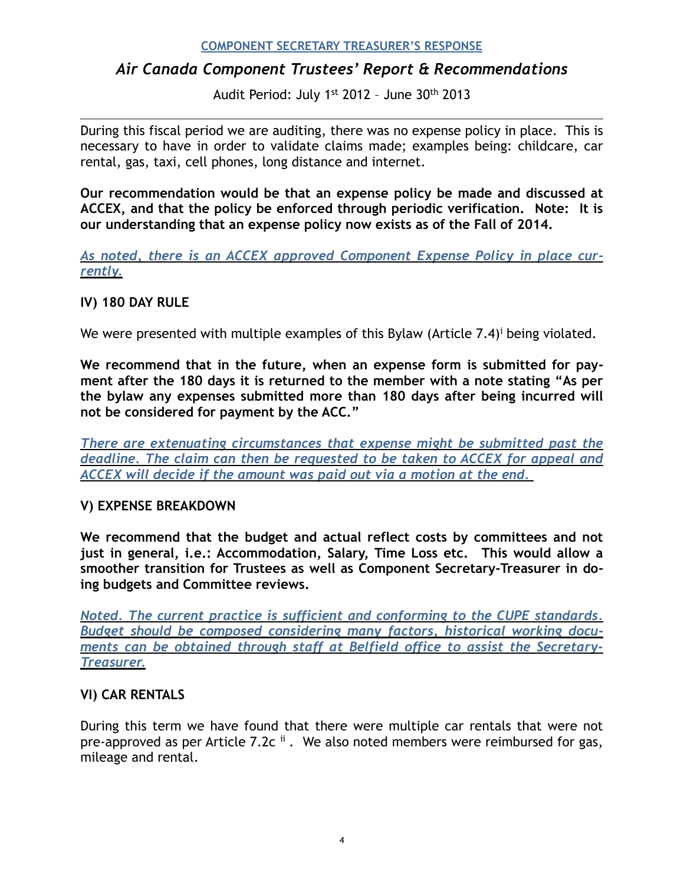COMPONENT SECRETARY TREASURER'S RESPONSE

## *Air Canada Component Trustees' Report & Recommendations*

Audit Period: July 1st 2012 – June 30th 2013

During this fiscal period we are auditing, there was no expense policy in place. This is necessary to have in order to validate claims made; examples being: childcare, car rental, gas, taxi, cell phones, long distance and internet.

**Our recommendation would be that an expense policy be made and discussed at ACCEX, and that the policy be enforced through periodic verification. Note: It is our understanding that an expense policy now exists as of the Fall of 2014.**

*As noted, there is an ACCEX approved Component Expense Policy in place currently.*

### IV) 180 DAY RULE

We were presented with multiple examples of this Bylaw (Article 7.4)[i] being violated.

**We recommend that in the future, when an expense form is submitted for payment after the 180 days it is returned to the member with a note stating "As per the bylaw any expenses submitted more than 180 days after being incurred will not be considered for payment by the ACC."**

*There are extenuating circumstances that expense might be submitted past the deadline. The claim can then be requested to be taken to ACCEX for appeal and ACCEX will decide if the amount was paid out via a motion at the end.*

### V) EXPENSE BREAKDOWN

**We recommend that the budget and actual reflect costs by committees and not just in general, i.e.: Accommodation, Salary, Time Loss etc. This would allow a smoother transition for Trustees as well as Component Secretary-Treasurer in doing budgets and Committee reviews.**

*Noted. The current practice is sufficient and conforming to the CUPE standards. Budget should be composed considering many factors, historical working documents can be obtained through staff at Belfield office to assist the Secretary-Treasurer.*

### VI) CAR RENTALS

During this term we have found that there were multiple car rentals that were not pre-approved as per Article 7.2c [ii]. We also noted members were reimbursed for gas, mileage and rental.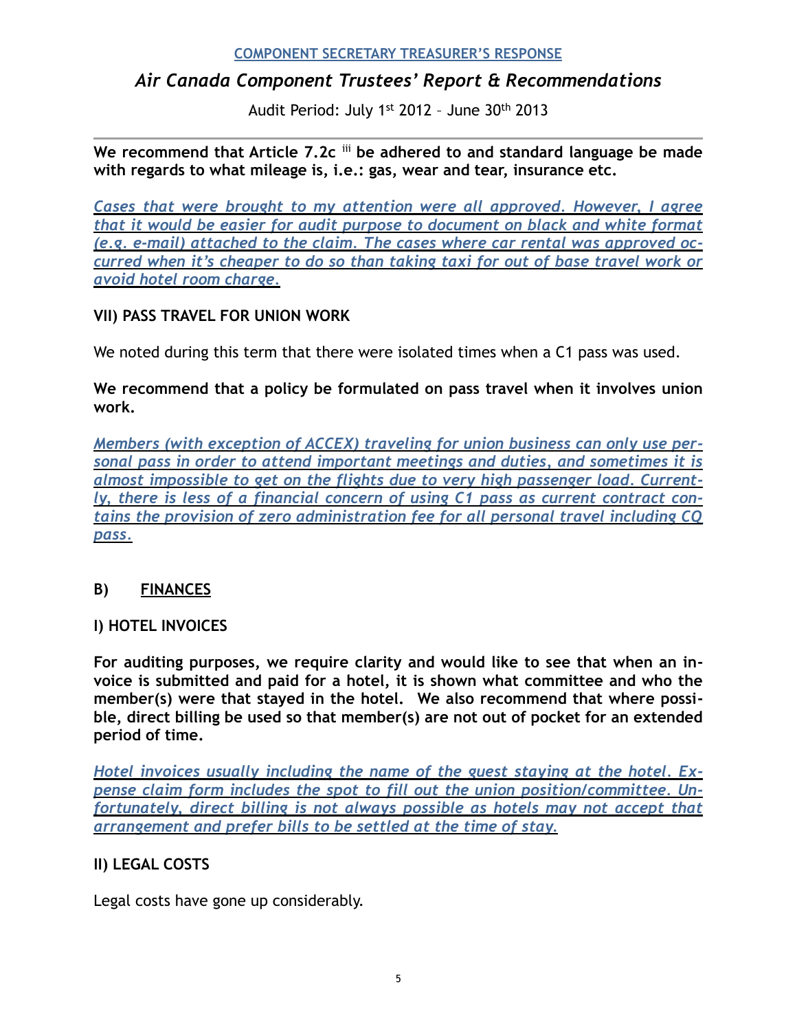**COMPONENT SECRETARY TREASURER'S RESPONSE**

*Air Canada Component Trustees' Report & Recommendations*

Audit Period: July 1st 2012 – June 30th 2013

---

**We recommend that Article 7.2c [iii] be adhered to and standard language be made with regards to what mileage is, i.e.: gas, wear and tear, insurance etc.**

*Cases that were brought to my attention were all approved. However, I agree that it would be easier for audit purpose to document on black and white format (e.g. e-mail) attached to the claim. The cases where car rental was approved occurred when it's cheaper to do so than taking taxi for out of base travel work or avoid hotel room charge.*

**VII) PASS TRAVEL FOR UNION WORK**

We noted during this term that there were isolated times when a C1 pass was used.

**We recommend that a policy be formulated on pass travel when it involves union work.**

*Members (with exception of ACCEX) traveling for union business can only use personal pass in order to attend important meetings and duties, and sometimes it is almost impossible to get on the flights due to very high passenger load. Currently, there is less of a financial concern of using C1 pass as current contract contains the provision of zero administration fee for all personal travel including CQ pass.*

**B) FINANCES**

**I) HOTEL INVOICES**

**For auditing purposes, we require clarity and would like to see that when an invoice is submitted and paid for a hotel, it is shown what committee and who the member(s) were that stayed in the hotel. We also recommend that where possible, direct billing be used so that member(s) are not out of pocket for an extended period of time.**

*Hotel invoices usually including the name of the guest staying at the hotel. Expense claim form includes the spot to fill out the union position/committee. Unfortunately, direct billing is not always possible as hotels may not accept that arrangement and prefer bills to be settled at the time of stay.*

**II) LEGAL COSTS**

Legal costs have gone up considerably.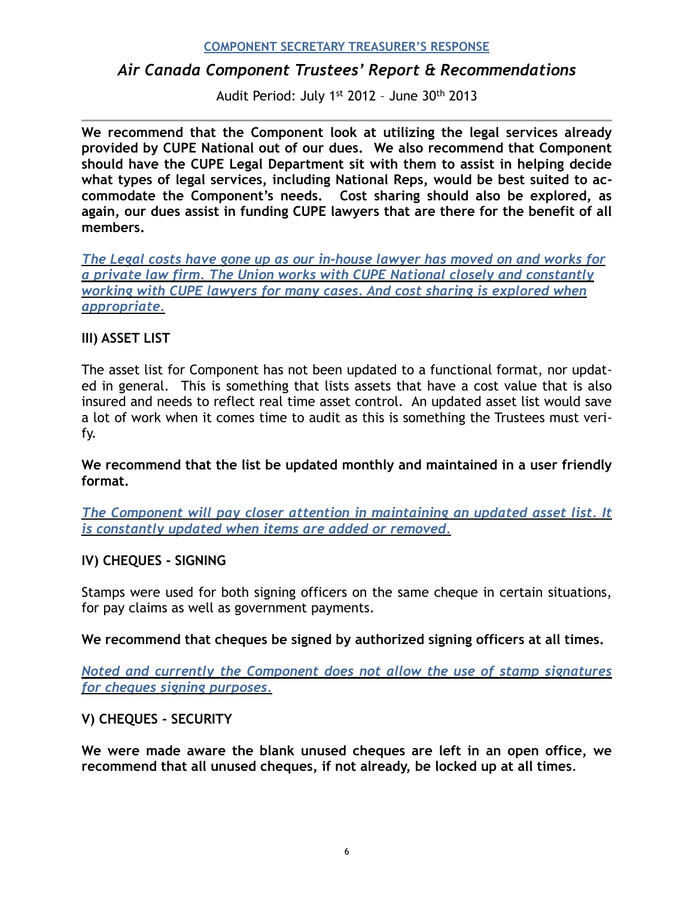**COMPONENT SECRETARY TREASURER'S RESPONSE**

## *Air Canada Component Trustees' Report & Recommendations*

Audit Period: July 1st 2012 – June 30th 2013

---

**We recommend that the Component look at utilizing the legal services already provided by CUPE National out of our dues. We also recommend that Component should have the CUPE Legal Department sit with them to assist in helping decide what types of legal services, including National Reps, would be best suited to accommodate the Component's needs. Cost sharing should also be explored, as again, our dues assist in funding CUPE lawyers that are there for the benefit of all members.**

*The Legal costs have gone up as our in-house lawyer has moved on and works for a private law firm. The Union works with CUPE National closely and constantly working with CUPE lawyers for many cases. And cost sharing is explored when appropriate.*

### III) ASSET LIST

The asset list for Component has not been updated to a functional format, nor updated in general. This is something that lists assets that have a cost value that is also insured and needs to reflect real time asset control. An updated asset list would save a lot of work when it comes time to audit as this is something the Trustees must verify.

**We recommend that the list be updated monthly and maintained in a user friendly format.**

*The Component will pay closer attention in maintaining an updated asset list. It is constantly updated when items are added or removed.*

### IV) CHEQUES - SIGNING

Stamps were used for both signing officers on the same cheque in certain situations, for pay claims as well as government payments.

**We recommend that cheques be signed by authorized signing officers at all times.**

*Noted and currently the Component does not allow the use of stamp signatures for cheques signing purposes.*

### V) CHEQUES - SECURITY

**We were made aware the blank unused cheques are left in an open office, we recommend that all unused cheques, if not already, be locked up at all times.**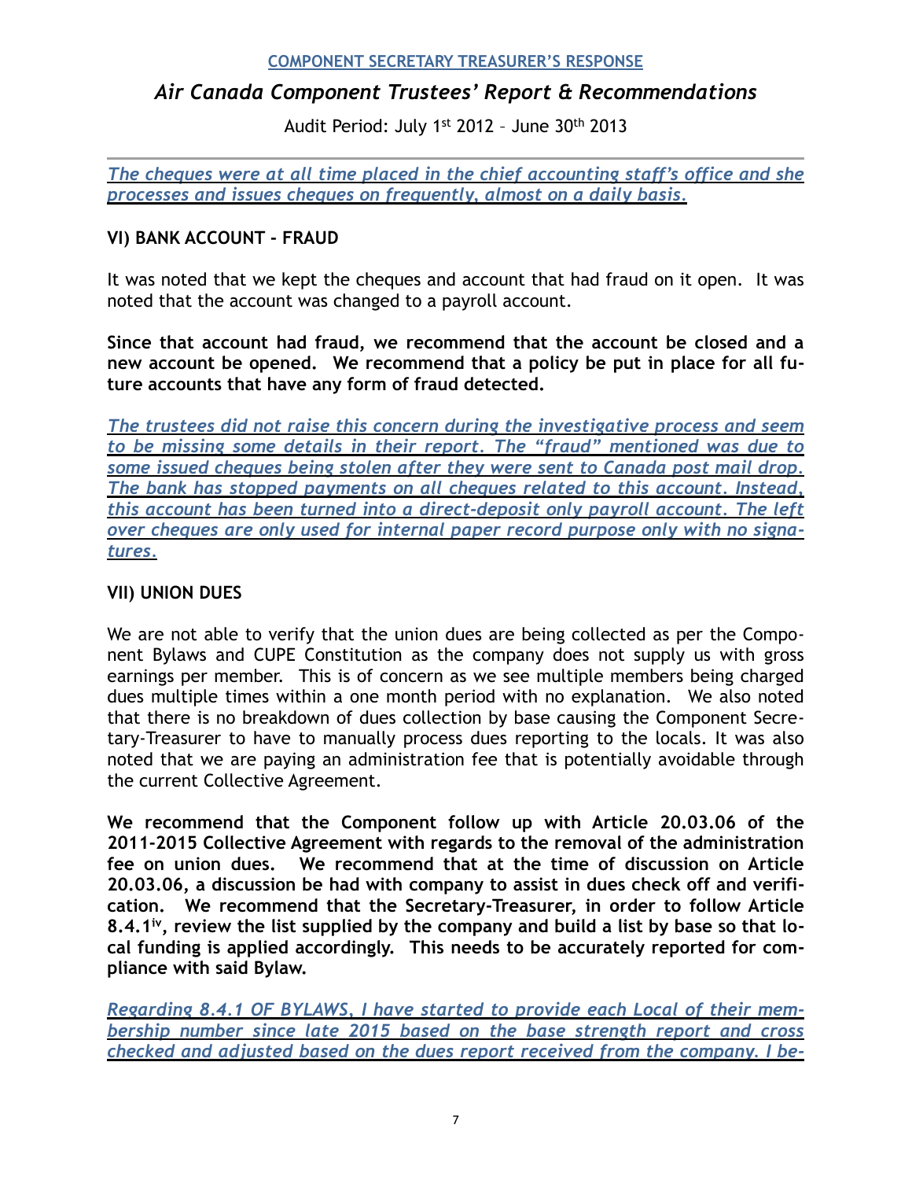*The cheques were at all time placed in the chief accounting staff's office and she processes and issues cheques on frequently, almost on a daily basis.*

### VI) BANK ACCOUNT - FRAUD

It was noted that we kept the cheques and account that had fraud on it open. It was noted that the account was changed to a payroll account.

**Since that account had fraud, we recommend that the account be closed and a new account be opened. We recommend that a policy be put in place for all future accounts that have any form of fraud detected.**

*The trustees did not raise this concern during the investigative process and seem to be missing some details in their report. The "fraud" mentioned was due to some issued cheques being stolen after they were sent to Canada post mail drop. The bank has stopped payments on all cheques related to this account. Instead, this account has been turned into a direct-deposit only payroll account. The left over cheques are only used for internal paper record purpose only with no signatures.*

### VII) UNION DUES

We are not able to verify that the union dues are being collected as per the Component Bylaws and CUPE Constitution as the company does not supply us with gross earnings per member. This is of concern as we see multiple members being charged dues multiple times within a one month period with no explanation. We also noted that there is no breakdown of dues collection by base causing the Component Secretary-Treasurer to have to manually process dues reporting to the locals. It was also noted that we are paying an administration fee that is potentially avoidable through the current Collective Agreement.

**We recommend that the Component follow up with Article 20.03.06 of the 2011-2015 Collective Agreement with regards to the removal of the administration fee on union dues. We recommend that at the time of discussion on Article 20.03.06, a discussion be had with company to assist in dues check off and verification. We recommend that the Secretary-Treasurer, in order to follow Article 8.4.1[iv], review the list supplied by the company and build a list by base so that local funding is applied accordingly. This needs to be accurately reported for compliance with said Bylaw.**

*Regarding 8.4.1 OF BYLAWS, I have started to provide each Local of their membership number since late 2015 based on the base strength report and cross checked and adjusted based on the dues report received from the company. I be-*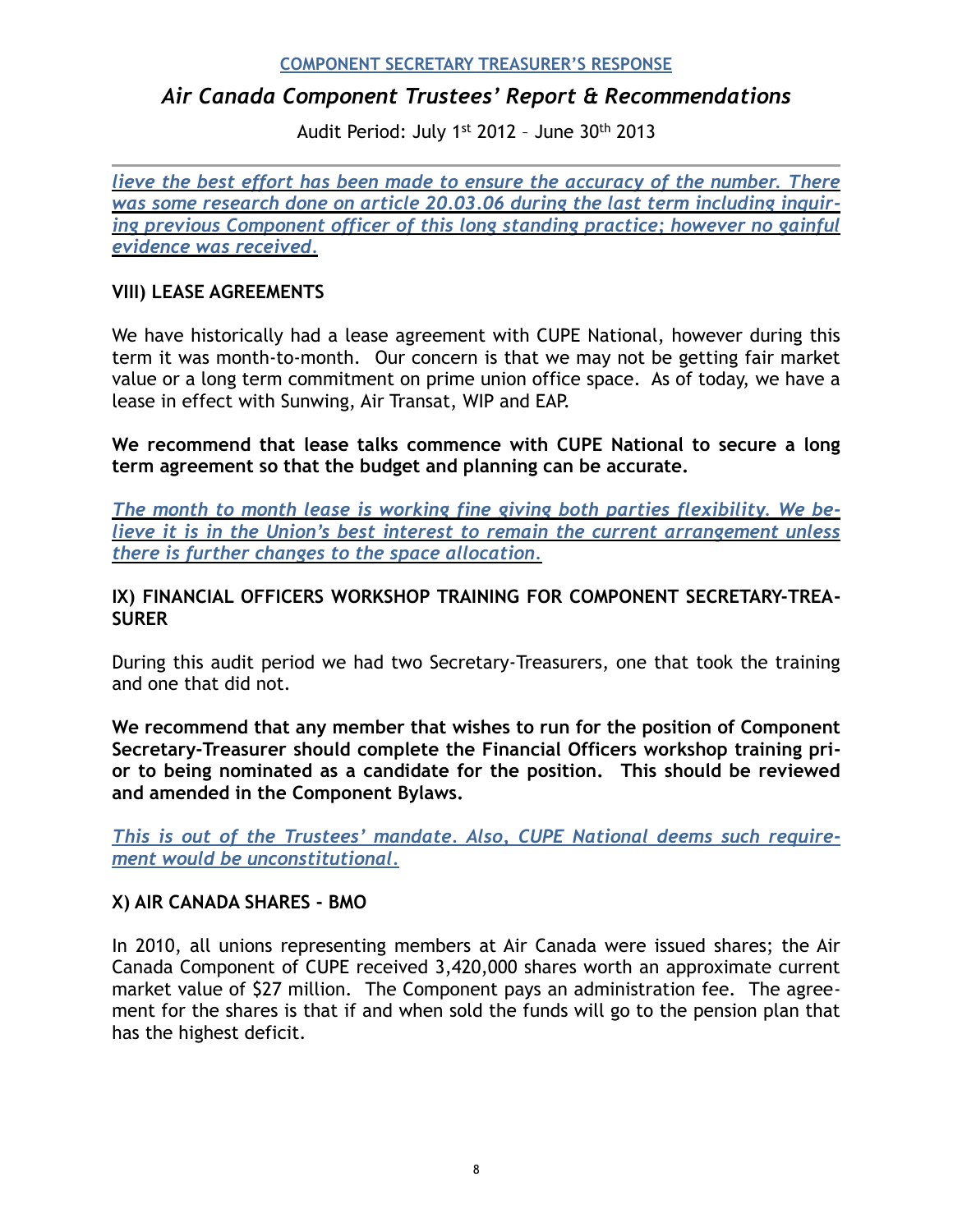*lieve the best effort has been made to ensure the accuracy of the number. There was some research done on article 20.03.06 during the last term including inquiring previous Component officer of this long standing practice; however no gainful evidence was received.*

## VIII) LEASE AGREEMENTS

We have historically had a lease agreement with CUPE National, however during this term it was month-to-month. Our concern is that we may not be getting fair market value or a long term commitment on prime union office space. As of today, we have a lease in effect with Sunwing, Air Transat, WIP and EAP.

**We recommend that lease talks commence with CUPE National to secure a long term agreement so that the budget and planning can be accurate.**

*The month to month lease is working fine giving both parties flexibility. We believe it is in the Union's best interest to remain the current arrangement unless there is further changes to the space allocation.*

## IX) FINANCIAL OFFICERS WORKSHOP TRAINING FOR COMPONENT SECRETARY-TREASURER

During this audit period we had two Secretary-Treasurers, one that took the training and one that did not.

**We recommend that any member that wishes to run for the position of Component Secretary-Treasurer should complete the Financial Officers workshop training prior to being nominated as a candidate for the position. This should be reviewed and amended in the Component Bylaws.**

*This is out of the Trustees' mandate. Also, CUPE National deems such requirement would be unconstitutional.*

## X) AIR CANADA SHARES - BMO

In 2010, all unions representing members at Air Canada were issued shares; the Air Canada Component of CUPE received 3,420,000 shares worth an approximate current market value of $27 million. The Component pays an administration fee. The agreement for the shares is that if and when sold the funds will go to the pension plan that has the highest deficit.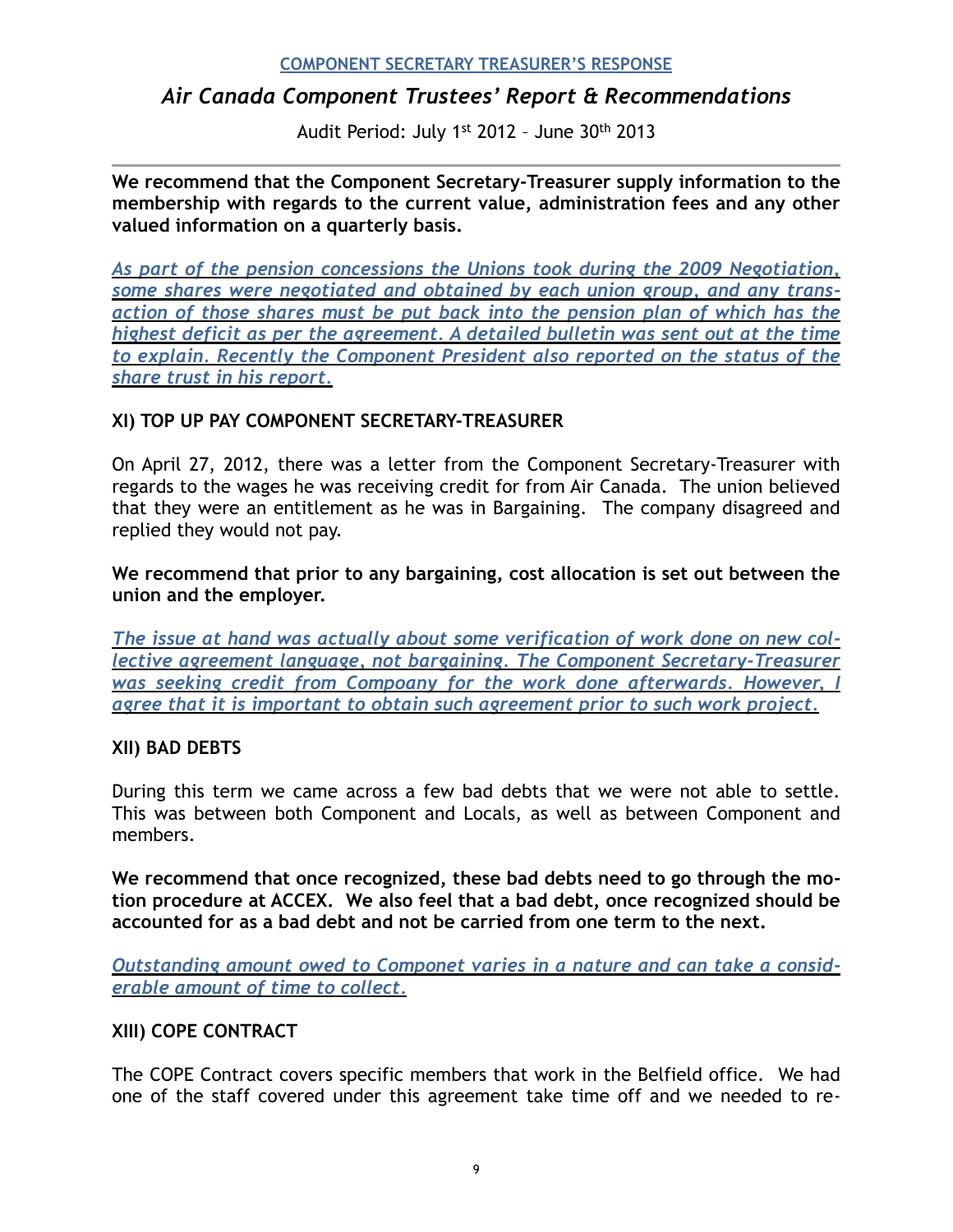COMPONENT SECRETARY TREASURER'S RESPONSE

## *Air Canada Component Trustees' Report & Recommendations*

Audit Period: July 1st 2012 – June 30th 2013

---

**We recommend that the Component Secretary-Treasurer supply information to the membership with regards to the current value, administration fees and any other valued information on a quarterly basis.**

*As part of the pension concessions the Unions took during the 2009 Negotiation, some shares were negotiated and obtained by each union group, and any transaction of those shares must be put back into the pension plan of which has the highest deficit as per the agreement. A detailed bulletin was sent out at the time to explain. Recently the Component President also reported on the status of the share trust in his report.*

### XI) TOP UP PAY COMPONENT SECRETARY-TREASURER

On April 27, 2012, there was a letter from the Component Secretary-Treasurer with regards to the wages he was receiving credit for from Air Canada. The union believed that they were an entitlement as he was in Bargaining. The company disagreed and replied they would not pay.

**We recommend that prior to any bargaining, cost allocation is set out between the union and the employer.**

*The issue at hand was actually about some verification of work done on new collective agreement language, not bargaining. The Component Secretary-Treasurer was seeking credit from Compoany for the work done afterwards. However, I agree that it is important to obtain such agreement prior to such work project.*

### XII) BAD DEBTS

During this term we came across a few bad debts that we were not able to settle. This was between both Component and Locals, as well as between Component and members.

**We recommend that once recognized, these bad debts need to go through the motion procedure at ACCEX. We also feel that a bad debt, once recognized should be accounted for as a bad debt and not be carried from one term to the next.**

*Outstanding amount owed to Componet varies in a nature and can take a considerable amount of time to collect.*

### XIII) COPE CONTRACT

The COPE Contract covers specific members that work in the Belfield office. We had one of the staff covered under this agreement take time off and we needed to re-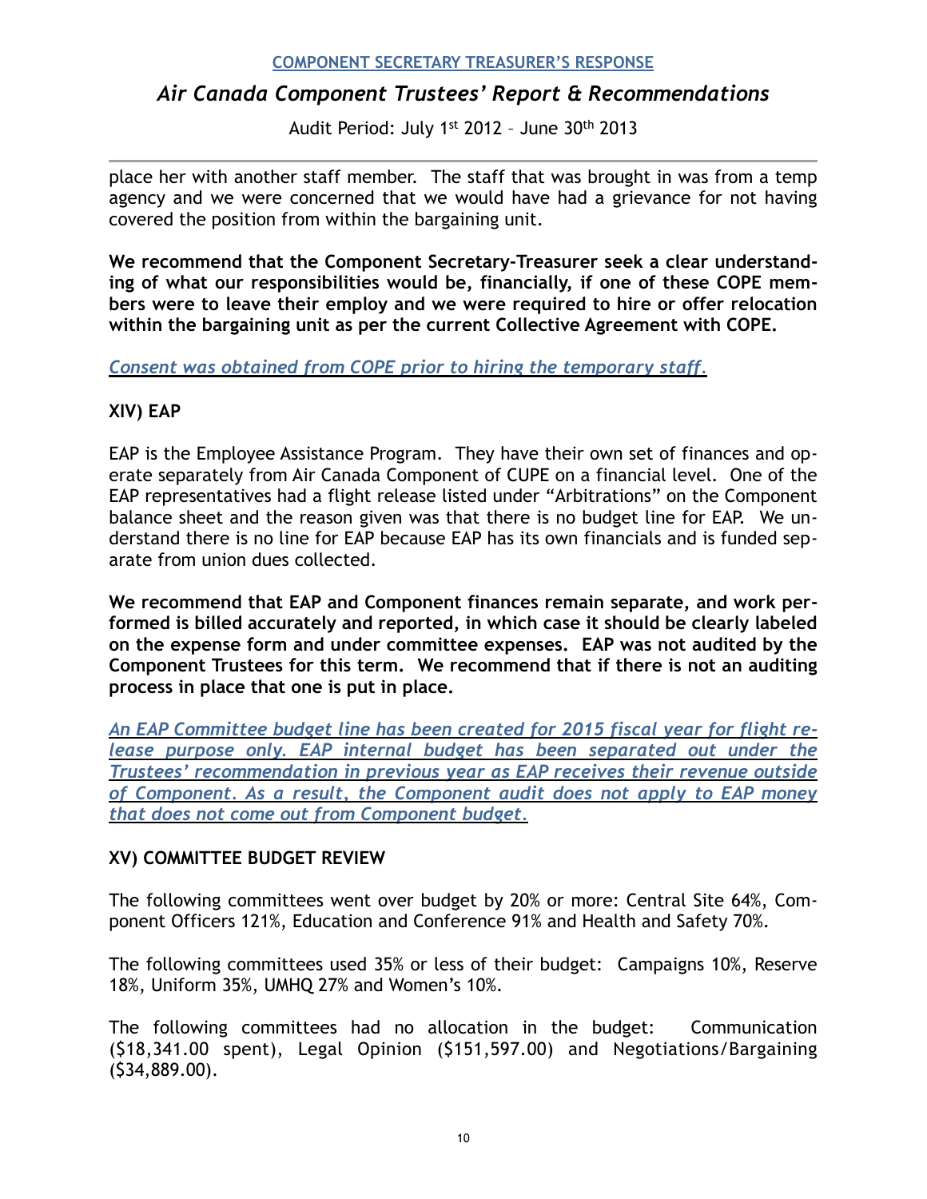place her with another staff member. The staff that was brought in was from a temp agency and we were concerned that we would have had a grievance for not having covered the position from within the bargaining unit.

**We recommend that the Component Secretary-Treasurer seek a clear understanding of what our responsibilities would be, financially, if one of these COPE members were to leave their employ and we were required to hire or offer relocation within the bargaining unit as per the current Collective Agreement with COPE.**

*Consent was obtained from COPE prior to hiring the temporary staff.*

## XIV) EAP

EAP is the Employee Assistance Program. They have their own set of finances and operate separately from Air Canada Component of CUPE on a financial level. One of the EAP representatives had a flight release listed under "Arbitrations" on the Component balance sheet and the reason given was that there is no budget line for EAP. We understand there is no line for EAP because EAP has its own financials and is funded separate from union dues collected.

**We recommend that EAP and Component finances remain separate, and work performed is billed accurately and reported, in which case it should be clearly labeled on the expense form and under committee expenses. EAP was not audited by the Component Trustees for this term. We recommend that if there is not an auditing process in place that one is put in place.**

*An EAP Committee budget line has been created for 2015 fiscal year for flight release purpose only. EAP internal budget has been separated out under the Trustees' recommendation in previous year as EAP receives their revenue outside of Component. As a result, the Component audit does not apply to EAP money that does not come out from Component budget.*

## XV) COMMITTEE BUDGET REVIEW

The following committees went over budget by 20% or more: Central Site 64%, Component Officers 121%, Education and Conference 91% and Health and Safety 70%.

The following committees used 35% or less of their budget: Campaigns 10%, Reserve 18%, Uniform 35%, UMHQ 27% and Women's 10%.

The following committees had no allocation in the budget: Communication ($18,341.00 spent), Legal Opinion ($151,597.00) and Negotiations/Bargaining ($34,889.00).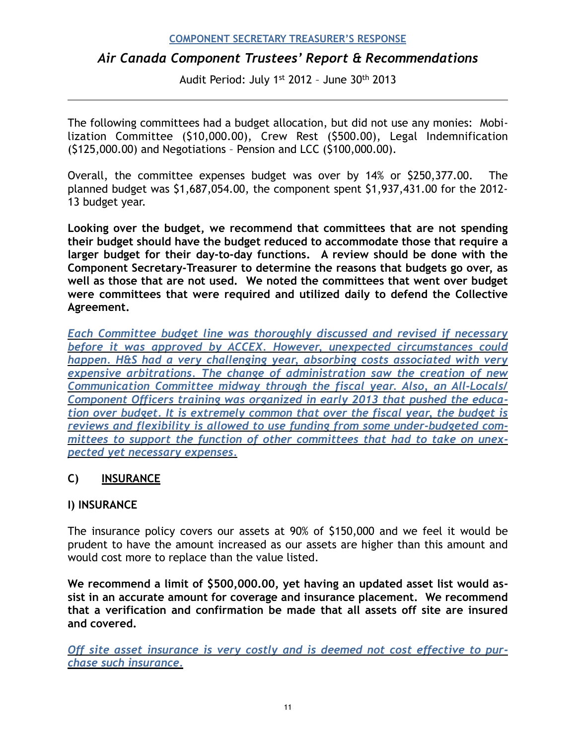The following committees had a budget allocation, but did not use any monies: Mobilization Committee ($10,000.00), Crew Rest ($500.00), Legal Indemnification ($125,000.00) and Negotiations – Pension and LCC ($100,000.00).

Overall, the committee expenses budget was over by 14% or $250,377.00. The planned budget was $1,687,054.00, the component spent $1,937,431.00 for the 2012-13 budget year.

**Looking over the budget, we recommend that committees that are not spending their budget should have the budget reduced to accommodate those that require a larger budget for their day-to-day functions. A review should be done with the Component Secretary-Treasurer to determine the reasons that budgets go over, as well as those that are not used. We noted the committees that went over budget were committees that were required and utilized daily to defend the Collective Agreement.**

*Each Committee budget line was thoroughly discussed and revised if necessary before it was approved by ACCEX. However, unexpected circumstances could happen. H&S had a very challenging year, absorbing costs associated with very expensive arbitrations. The change of administration saw the creation of new Communication Committee midway through the fiscal year. Also, an All-Locals/Component Officers training was organized in early 2013 that pushed the education over budget. It is extremely common that over the fiscal year, the budget is reviews and flexibility is allowed to use funding from some under-budgeted committees to support the function of other committees that had to take on unexpected yet necessary expenses.*

## C) INSURANCE

### I) INSURANCE

The insurance policy covers our assets at 90% of $150,000 and we feel it would be prudent to have the amount increased as our assets are higher than this amount and would cost more to replace than the value listed.

**We recommend a limit of $500,000.00, yet having an updated asset list would assist in an accurate amount for coverage and insurance placement. We recommend that a verification and confirmation be made that all assets off site are insured and covered.**

*Off site asset insurance is very costly and is deemed not cost effective to purchase such insurance.*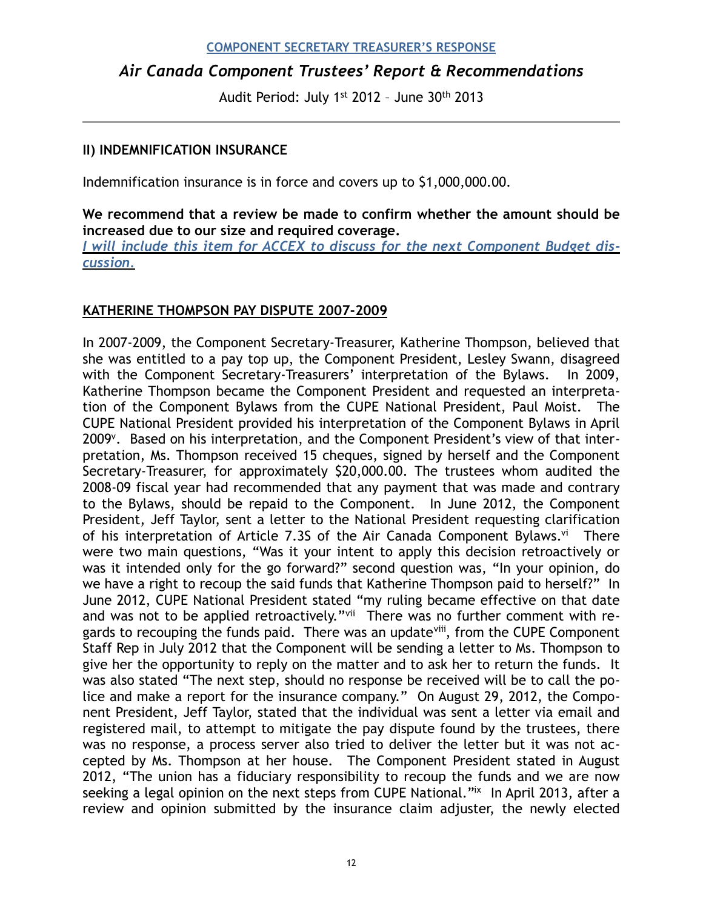**II) INDEMNIFICATION INSURANCE**

Indemnification insurance is in force and covers up to $1,000,000.00.

**We recommend that a review be made to confirm whether the amount should be increased due to our size and required coverage.**

*I will include this item for ACCEX to discuss for the next Component Budget discussion.*

**KATHERINE THOMPSON PAY DISPUTE 2007-2009**

In 2007-2009, the Component Secretary-Treasurer, Katherine Thompson, believed that she was entitled to a pay top up, the Component President, Lesley Swann, disagreed with the Component Secretary-Treasurers' interpretation of the Bylaws. In 2009, Katherine Thompson became the Component President and requested an interpretation of the Component Bylaws from the CUPE National President, Paul Moist. The CUPE National President provided his interpretation of the Component Bylaws in April 2009[v]. Based on his interpretation, and the Component President's view of that interpretation, Ms. Thompson received 15 cheques, signed by herself and the Component Secretary-Treasurer, for approximately $20,000.00. The trustees whom audited the 2008-09 fiscal year had recommended that any payment that was made and contrary to the Bylaws, should be repaid to the Component. In June 2012, the Component President, Jeff Taylor, sent a letter to the National President requesting clarification of his interpretation of Article 7.3S of the Air Canada Component Bylaws.[vi] There were two main questions, "Was it your intent to apply this decision retroactively or was it intended only for the go forward?" second question was, "In your opinion, do we have a right to recoup the said funds that Katherine Thompson paid to herself?" In June 2012, CUPE National President stated "my ruling became effective on that date and was not to be applied retroactively."[vii] There was no further comment with regards to recouping the funds paid. There was an update[viii], from the CUPE Component Staff Rep in July 2012 that the Component will be sending a letter to Ms. Thompson to give her the opportunity to reply on the matter and to ask her to return the funds. It was also stated "The next step, should no response be received will be to call the police and make a report for the insurance company." On August 29, 2012, the Component President, Jeff Taylor, stated that the individual was sent a letter via email and registered mail, to attempt to mitigate the pay dispute found by the trustees, there was no response, a process server also tried to deliver the letter but it was not accepted by Ms. Thompson at her house. The Component President stated in August 2012, "The union has a fiduciary responsibility to recoup the funds and we are now seeking a legal opinion on the next steps from CUPE National."[ix] In April 2013, after a review and opinion submitted by the insurance claim adjuster, the newly elected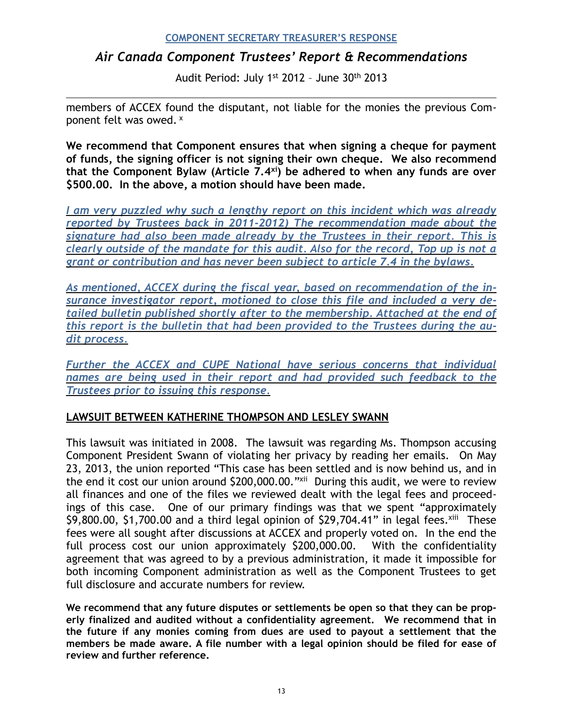members of ACCEX found the disputant, not liable for the monies the previous Component felt was owed. [x]

**We recommend that Component ensures that when signing a cheque for payment of funds, the signing officer is not signing their own cheque. We also recommend that the Component Bylaw (Article 7.4[xi]) be adhered to when any funds are over $500.00. In the above, a motion should have been made.**

*I am very puzzled why such a lengthy report on this incident which was already reported by Trustees back in 2011-2012) The recommendation made about the signature had also been made already by the Trustees in their report. This is clearly outside of the mandate for this audit. Also for the record, Top up is not a grant or contribution and has never been subject to article 7.4 in the bylaws.*

*As mentioned, ACCEX during the fiscal year, based on recommendation of the insurance investigator report, motioned to close this file and included a very detailed bulletin published shortly after to the membership. Attached at the end of this report is the bulletin that had been provided to the Trustees during the audit process.*

*Further the ACCEX and CUPE National have serious concerns that individual names are being used in their report and had provided such feedback to the Trustees prior to issuing this response.*

## LAWSUIT BETWEEN KATHERINE THOMPSON AND LESLEY SWANN

This lawsuit was initiated in 2008. The lawsuit was regarding Ms. Thompson accusing Component President Swann of violating her privacy by reading her emails. On May 23, 2013, the union reported "This case has been settled and is now behind us, and in the end it cost our union around $200,000.00."[xii] During this audit, we were to review all finances and one of the files we reviewed dealt with the legal fees and proceedings of this case. One of our primary findings was that we spent "approximately $9,800.00, $1,700.00 and a third legal opinion of $29,704.41" in legal fees.[xiii] These fees were all sought after discussions at ACCEX and properly voted on. In the end the full process cost our union approximately $200,000.00. With the confidentiality agreement that was agreed to by a previous administration, it made it impossible for both incoming Component administration as well as the Component Trustees to get full disclosure and accurate numbers for review.

**We recommend that any future disputes or settlements be open so that they can be properly finalized and audited without a confidentiality agreement. We recommend that in the future if any monies coming from dues are used to payout a settlement that the members be made aware. A file number with a legal opinion should be filed for ease of review and further reference.**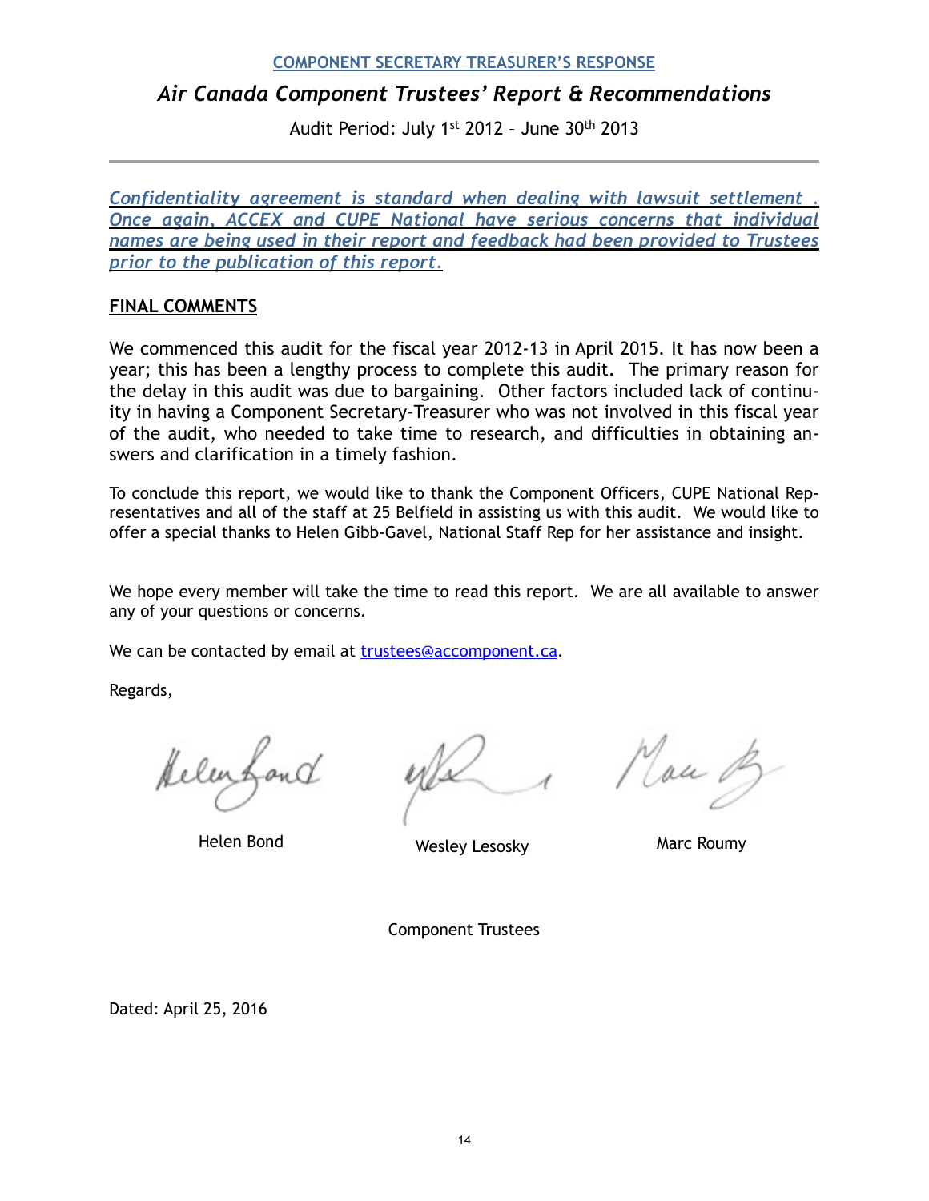**COMPONENT SECRETARY TREASURER'S RESPONSE**

## *Air Canada Component Trustees' Report & Recommendations*

Audit Period: July 1st 2012 – June 30th 2013

---

***Confidentiality agreement is standard when dealing with lawsuit settlement . Once again, ACCEX and CUPE National have serious concerns that individual names are being used in their report and feedback had been provided to Trustees prior to the publication of this report.***

## FINAL COMMENTS

We commenced this audit for the fiscal year 2012-13 in April 2015. It has now been a year; this has been a lengthy process to complete this audit. The primary reason for the delay in this audit was due to bargaining. Other factors included lack of continuity in having a Component Secretary-Treasurer who was not involved in this fiscal year of the audit, who needed to take time to research, and difficulties in obtaining answers and clarification in a timely fashion.

To conclude this report, we would like to thank the Component Officers, CUPE National Representatives and all of the staff at 25 Belfield in assisting us with this audit. We would like to offer a special thanks to Helen Gibb-Gavel, National Staff Rep for her assistance and insight.

We hope every member will take the time to read this report. We are all available to answer any of your questions or concerns.

We can be contacted by email at trustees@accomponent.ca.

Regards,

Helen Bond    Wesley Lesosky    Marc Roumy

Component Trustees

Dated: April 25, 2016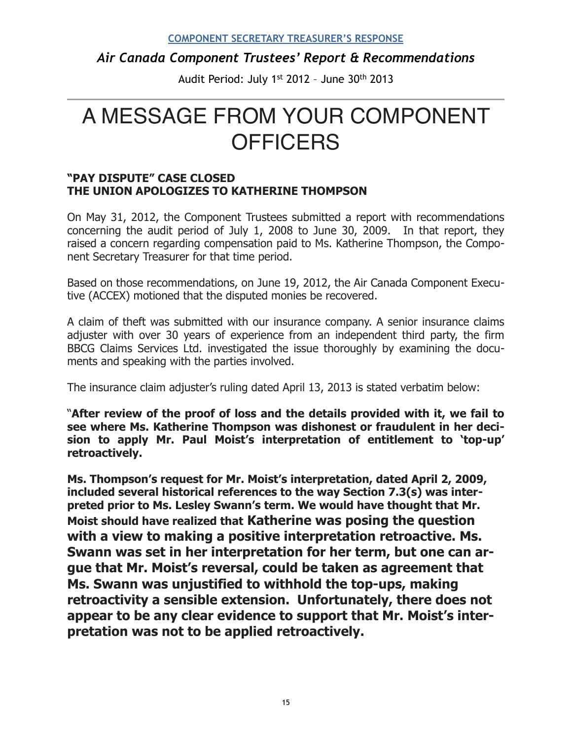A MESSAGE FROM YOUR COMPONENT OFFICERS

## "PAY DISPUTE" CASE CLOSED
## THE UNION APOLOGIZES TO KATHERINE THOMPSON

On May 31, 2012, the Component Trustees submitted a report with recommendations concerning the audit period of July 1, 2008 to June 30, 2009. In that report, they raised a concern regarding compensation paid to Ms. Katherine Thompson, the Component Secretary Treasurer for that time period.

Based on those recommendations, on June 19, 2012, the Air Canada Component Executive (ACCEX) motioned that the disputed monies be recovered.

A claim of theft was submitted with our insurance company. A senior insurance claims adjuster with over 30 years of experience from an independent third party, the firm BBCG Claims Services Ltd. investigated the issue thoroughly by examining the documents and speaking with the parties involved.

The insurance claim adjuster's ruling dated April 13, 2013 is stated verbatim below:

"**After review of the proof of loss and the details provided with it, we fail to see where Ms. Katherine Thompson was dishonest or fraudulent in her decision to apply Mr. Paul Moist's interpretation of entitlement to 'top-up' retroactively.**

**Ms. Thompson's request for Mr. Moist's interpretation, dated April 2, 2009, included several historical references to the way Section 7.3(s) was interpreted prior to Ms. Lesley Swann's term. We would have thought that Mr. Moist should have realized that Katherine was posing the question with a view to making a positive interpretation retroactive. Ms. Swann was set in her interpretation for her term, but one can argue that Mr. Moist's reversal, could be taken as agreement that Ms. Swann was unjustified to withhold the top-ups, making retroactivity a sensible extension. Unfortunately, there does not appear to be any clear evidence to support that Mr. Moist's interpretation was not to be applied retroactively.**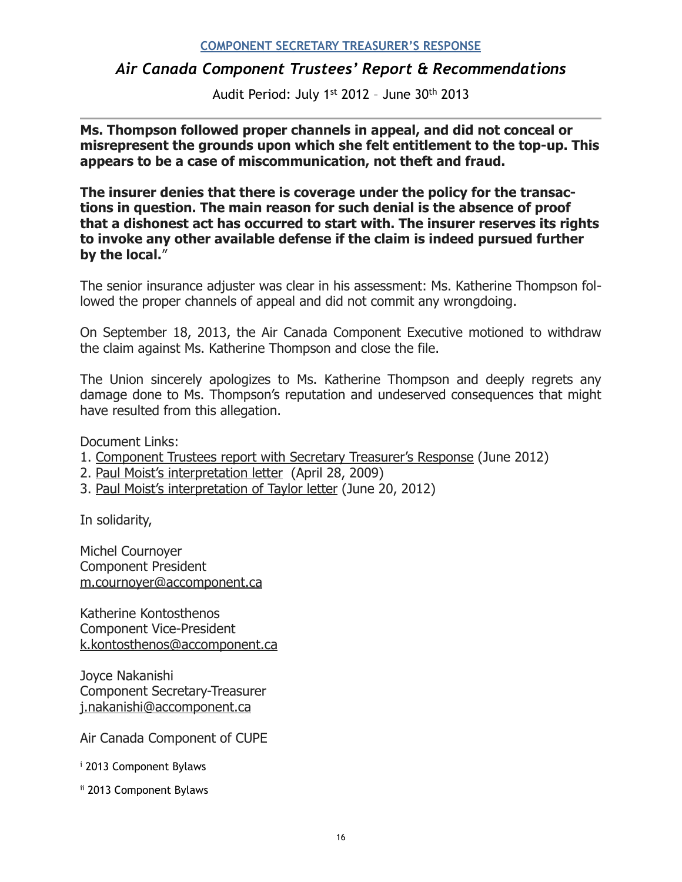**Ms. Thompson followed proper channels in appeal, and did not conceal or misrepresent the grounds upon which she felt entitlement to the top-up. This appears to be a case of miscommunication, not theft and fraud.**

**The insurer denies that there is coverage under the policy for the transactions in question. The main reason for such denial is the absence of proof that a dishonest act has occurred to start with. The insurer reserves its rights to invoke any other available defense if the claim is indeed pursued further by the local.**"

The senior insurance adjuster was clear in his assessment: Ms. Katherine Thompson followed the proper channels of appeal and did not commit any wrongdoing.

On September 18, 2013, the Air Canada Component Executive motioned to withdraw the claim against Ms. Katherine Thompson and close the file.

The Union sincerely apologizes to Ms. Katherine Thompson and deeply regrets any damage done to Ms. Thompson's reputation and undeserved consequences that might have resulted from this allegation.

Document Links:
1. Component Trustees report with Secretary Treasurer's Response (June 2012)
2. Paul Moist's interpretation letter (April 28, 2009)
3. Paul Moist's interpretation of Taylor letter (June 20, 2012)

In solidarity,

Michel Cournoyer
Component President
m.cournoyer@accomponent.ca

Katherine Kontosthenos
Component Vice-President
k.kontosthenos@accomponent.ca

Joyce Nakanishi
Component Secretary-Treasurer
j.nakanishi@accomponent.ca

Air Canada Component of CUPE

[i] 2013 Component Bylaws

[ii] 2013 Component Bylaws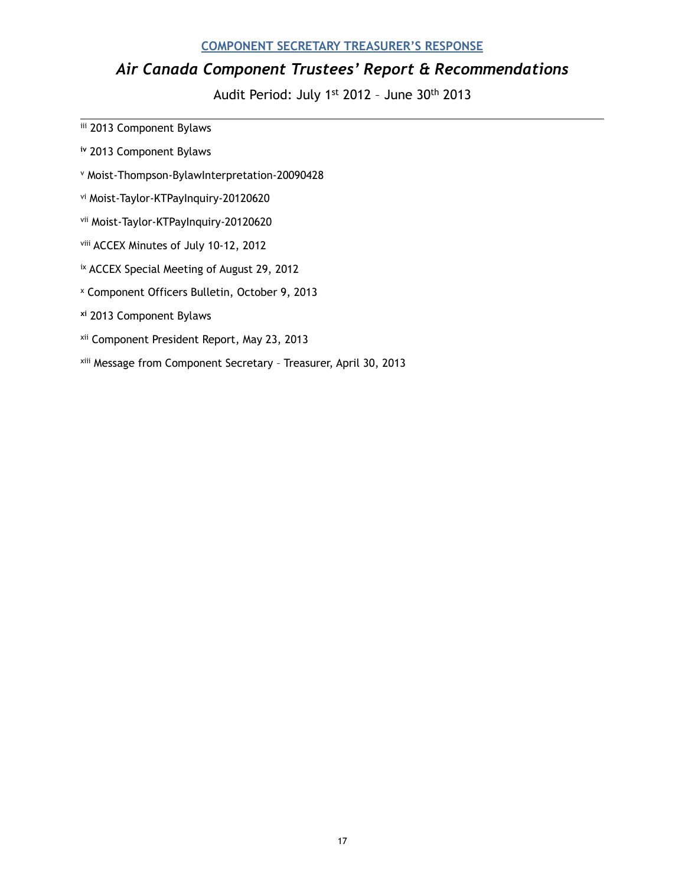[iii] 2013 Component Bylaws

[iv] 2013 Component Bylaws

[v] Moist-Thompson-BylawInterpretation-20090428

[vi] Moist-Taylor-KTPayInquiry-20120620

[vii] Moist-Taylor-KTPayInquiry-20120620

[viii] ACCEX Minutes of July 10-12, 2012

[ix] ACCEX Special Meeting of August 29, 2012

[x] Component Officers Bulletin, October 9, 2013

[xi] 2013 Component Bylaws

[xii] Component President Report, May 23, 2013

[xiii] Message from Component Secretary – Treasurer, April 30, 2013